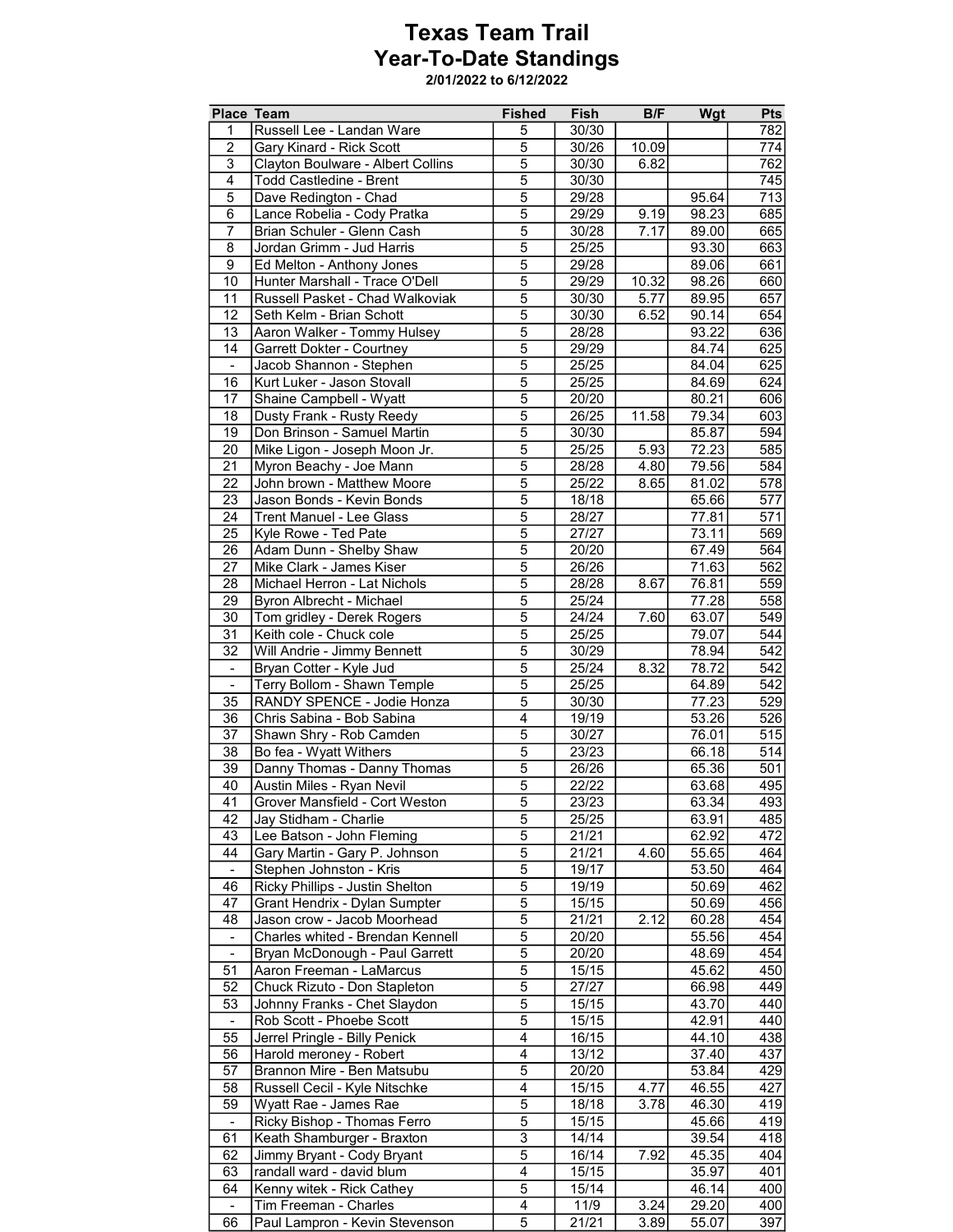# Texas Team Trail

## Year-To-Date Standings

**2/01/2022 to 6/12/2022**

| Place | Team | Fished | Fish | B/F | Wgt | Pts |
|---|---|---|---|---|---|---|
| 1 | Russell Lee - Landan Ware | 5 | 30/30 | | | 782 |
| 2 | Gary Kinard - Rick Scott | 5 | 30/26 | 10.09 | | 774 |
| 3 | Clayton Boulware - Albert Collins | 5 | 30/30 | 6.82 | | 762 |
| 4 | Todd Castledine - Brent | 5 | 30/30 | | | 745 |
| 5 | Dave Redington - Chad | 5 | 29/28 | | 95.64 | 713 |
| 6 | Lance Robelia - Cody Pratka | 5 | 29/29 | 9.19 | 98.23 | 685 |
| 7 | Brian Schuler - Glenn Cash | 5 | 30/28 | 7.17 | 89.00 | 665 |
| 8 | Jordan Grimm - Jud Harris | 5 | 25/25 | | 93.30 | 663 |
| 9 | Ed Melton - Anthony Jones | 5 | 29/28 | | 89.06 | 661 |
| 10 | Hunter Marshall - Trace O'Dell | 5 | 29/29 | 10.32 | 98.26 | 660 |
| 11 | Russell Pasket - Chad Walkoviak | 5 | 30/30 | 5.77 | 89.95 | 657 |
| 12 | Seth Kelm - Brian Schott | 5 | 30/30 | 6.52 | 90.14 | 654 |
| 13 | Aaron Walker - Tommy Hulsey | 5 | 28/28 | | 93.22 | 636 |
| 14 | Garrett Dokter - Courtney | 5 | 29/29 | | 84.74 | 625 |
| - | Jacob Shannon - Stephen | 5 | 25/25 | | 84.04 | 625 |
| 16 | Kurt Luker - Jason Stovall | 5 | 25/25 | | 84.69 | 624 |
| 17 | Shaine Campbell - Wyatt | 5 | 20/20 | | 80.21 | 606 |
| 18 | Dusty Frank - Rusty Reedy | 5 | 26/25 | 11.58 | 79.34 | 603 |
| 19 | Don Brinson - Samuel Martin | 5 | 30/30 | | 85.87 | 594 |
| 20 | Mike Ligon - Joseph Moon Jr. | 5 | 25/25 | 5.93 | 72.23 | 585 |
| 21 | Myron Beachy - Joe Mann | 5 | 28/28 | 4.80 | 79.56 | 584 |
| 22 | John brown - Matthew Moore | 5 | 25/22 | 8.65 | 81.02 | 578 |
| 23 | Jason Bonds - Kevin Bonds | 5 | 18/18 | | 65.66 | 577 |
| 24 | Trent Manuel - Lee Glass | 5 | 28/27 | | 77.81 | 571 |
| 25 | Kyle Rowe - Ted Pate | 5 | 27/27 | | 73.11 | 569 |
| 26 | Adam Dunn - Shelby Shaw | 5 | 20/20 | | 67.49 | 564 |
| 27 | Mike Clark - James Kiser | 5 | 26/26 | | 71.63 | 562 |
| 28 | Michael Herron - Lat Nichols | 5 | 28/28 | 8.67 | 76.81 | 559 |
| 29 | Byron Albrecht - Michael | 5 | 25/24 | | 77.28 | 558 |
| 30 | Tom gridley - Derek Rogers | 5 | 24/24 | 7.60 | 63.07 | 549 |
| 31 | Keith cole - Chuck cole | 5 | 25/25 | | 79.07 | 544 |
| 32 | Will Andrie - Jimmy Bennett | 5 | 30/29 | | 78.94 | 542 |
| - | Bryan Cotter - Kyle Jud | 5 | 25/24 | 8.32 | 78.72 | 542 |
| - | Terry Bollom - Shawn Temple | 5 | 25/25 | | 64.89 | 542 |
| 35 | RANDY SPENCE - Jodie Honza | 5 | 30/30 | | 77.23 | 529 |
| 36 | Chris Sabina - Bob Sabina | 4 | 19/19 | | 53.26 | 526 |
| 37 | Shawn Shry - Rob Camden | 5 | 30/27 | | 76.01 | 515 |
| 38 | Bo fea - Wyatt Withers | 5 | 23/23 | | 66.18 | 514 |
| 39 | Danny Thomas - Danny Thomas | 5 | 26/26 | | 65.36 | 501 |
| 40 | Austin Miles - Ryan Nevil | 5 | 22/22 | | 63.68 | 495 |
| 41 | Grover Mansfield - Cort Weston | 5 | 23/23 | | 63.34 | 493 |
| 42 | Jay Stidham - Charlie | 5 | 25/25 | | 63.91 | 485 |
| 43 | Lee Batson - John Fleming | 5 | 21/21 | | 62.92 | 472 |
| 44 | Gary Martin - Gary P. Johnson | 5 | 21/21 | 4.60 | 55.65 | 464 |
| - | Stephen Johnston - Kris | 5 | 19/17 | | 53.50 | 464 |
| 46 | Ricky Phillips - Justin Shelton | 5 | 19/19 | | 50.69 | 462 |
| 47 | Grant Hendrix - Dylan Sumpter | 5 | 15/15 | | 50.69 | 456 |
| 48 | Jason crow - Jacob Moorhead | 5 | 21/21 | 2.12 | 60.28 | 454 |
| - | Charles whited - Brendan Kennell | 5 | 20/20 | | 55.56 | 454 |
| - | Bryan McDonough - Paul Garrett | 5 | 20/20 | | 48.69 | 454 |
| 51 | Aaron Freeman - LaMarcus | 5 | 15/15 | | 45.62 | 450 |
| 52 | Chuck Rizuto - Don Stapleton | 5 | 27/27 | | 66.98 | 449 |
| 53 | Johnny Franks - Chet Slaydon | 5 | 15/15 | | 43.70 | 440 |
| - | Rob Scott - Phoebe Scott | 5 | 15/15 | | 42.91 | 440 |
| 55 | Jerrel Pringle - Billy Penick | 4 | 16/15 | | 44.10 | 438 |
| 56 | Harold meroney - Robert | 4 | 13/12 | | 37.40 | 437 |
| 57 | Brannon Mire - Ben Matsubu | 5 | 20/20 | | 53.84 | 429 |
| 58 | Russell Cecil - Kyle Nitschke | 4 | 15/15 | 4.77 | 46.55 | 427 |
| 59 | Wyatt Rae - James Rae | 5 | 18/18 | 3.78 | 46.30 | 419 |
| - | Ricky Bishop - Thomas Ferro | 5 | 15/15 | | 45.66 | 419 |
| 61 | Keath Shamburger - Braxton | 3 | 14/14 | | 39.54 | 418 |
| 62 | Jimmy Bryant - Cody Bryant | 5 | 16/14 | 7.92 | 45.35 | 404 |
| 63 | randall ward - david blum | 4 | 15/15 | | 35.97 | 401 |
| 64 | Kenny witek - Rick Cathey | 5 | 15/14 | | 46.14 | 400 |
| - | Tim Freeman - Charles | 4 | 11/9 | 3.24 | 29.20 | 400 |
| 66 | Paul Lampron - Kevin Stevenson | 5 | 21/21 | 3.89 | 55.07 | 397 |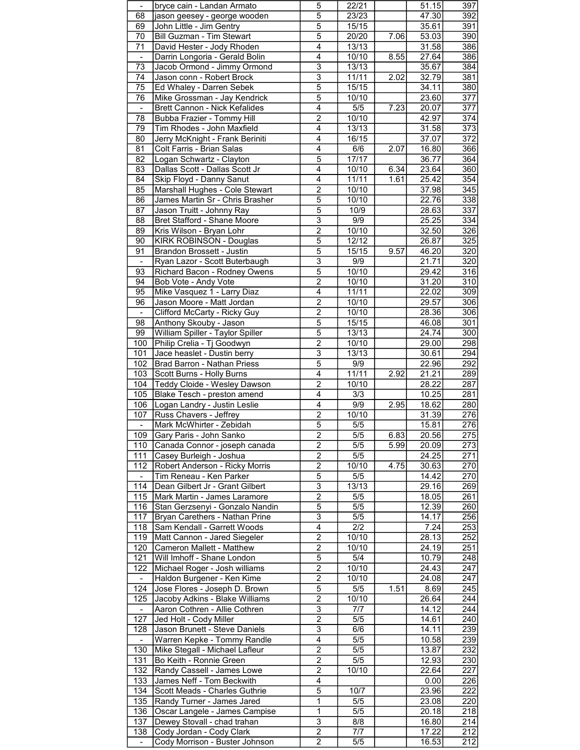| - | bryce cain - Landan Armato | 5 | 22/21 | | 51.15 | 397 |
|---|---|---|---|---|---|---|
| 68 | jason geesey - george wooden | 5 | 23/23 | | 47.30 | 392 |
| 69 | John Little - Jim Gentry | 5 | 15/15 | | 35.61 | 391 |
| 70 | Bill Guzman - Tim Stewart | 5 | 20/20 | 7.06 | 53.03 | 390 |
| 71 | David Hester - Jody Rhoden | 4 | 13/13 | | 31.58 | 386 |
| - | Darrin Longoria - Gerald Bolin | 4 | 10/10 | 8.55 | 27.64 | 386 |
| 73 | Jacob Ormond - Jimmy Ormond | 3 | 13/13 | | 35.67 | 384 |
| 74 | Jason conn - Robert Brock | 3 | 11/11 | 2.02 | 32.79 | 381 |
| 75 | Ed Whaley - Darren Sebek | 5 | 15/15 | | 34.11 | 380 |
| 76 | Mike Grossman - Jay Kendrick | 5 | 10/10 | | 23.60 | 377 |
| - | Brett Cannon - Nick Kefalides | 4 | 5/5 | 7.23 | 20.07 | 377 |
| 78 | Bubba Frazier - Tommy Hill | 2 | 10/10 | | 42.97 | 374 |
| 79 | Tim Rhodes - John Maxfield | 4 | 13/13 | | 31.58 | 373 |
| 80 | Jerry McKnight - Frank Beriniti | 4 | 16/15 | | 37.07 | 372 |
| 81 | Colt Farris - Brian Salas | 4 | 6/6 | 2.07 | 16.80 | 366 |
| 82 | Logan Schwartz - Clayton | 5 | 17/17 | | 36.77 | 364 |
| 83 | Dallas Scott - Dallas Scott Jr | 4 | 10/10 | 6.34 | 23.64 | 360 |
| 84 | Skip Floyd - Danny Sanut | 4 | 11/11 | 1.61 | 25.42 | 354 |
| 85 | Marshall Hughes - Cole Stewart | 2 | 10/10 | | 37.98 | 345 |
| 86 | James Martin Sr - Chris Brasher | 5 | 10/10 | | 22.76 | 338 |
| 87 | Jason Truitt - Johnny Ray | 5 | 10/9 | | 28.63 | 337 |
| 88 | Bret Stafford - Shane Moore | 3 | 9/9 | | 25.25 | 334 |
| 89 | Kris Wilson - Bryan Lohr | 2 | 10/10 | | 32.50 | 326 |
| 90 | KIRK ROBINSON - Douglas | 5 | 12/12 | | 26.87 | 325 |
| 91 | Brandon Brossett - Justin | 5 | 15/15 | 9.57 | 46.20 | 320 |
| - | Ryan Lazor - Scott Buterbaugh | 3 | 9/9 | | 21.71 | 320 |
| 93 | Richard Bacon - Rodney Owens | 5 | 10/10 | | 29.42 | 316 |
| 94 | Bob Vote - Andy Vote | 2 | 10/10 | | 31.20 | 310 |
| 95 | Mike Vasquez 1 - Larry Diaz | 4 | 11/11 | | 22.02 | 309 |
| 96 | Jason Moore - Matt Jordan | 2 | 10/10 | | 29.57 | 306 |
| - | Clifford McCarty - Ricky Guy | 2 | 10/10 | | 28.36 | 306 |
| 98 | Anthony Skouby - Jason | 5 | 15/15 | | 46.08 | 301 |
| 99 | William Spiller - Taylor Spiller | 5 | 13/13 | | 24.74 | 300 |
| 100 | Philip Crelia - Tj Goodwyn | 2 | 10/10 | | 29.00 | 298 |
| 101 | Jace heaslet - Dustin berry | 3 | 13/13 | | 30.61 | 294 |
| 102 | Brad Barron - Nathan Priess | 5 | 9/9 | | 22.96 | 292 |
| 103 | Scott Burns - Holly Burns | 4 | 11/11 | 2.92 | 21.21 | 289 |
| 104 | Teddy Cloide - Wesley Dawson | 2 | 10/10 | | 28.22 | 287 |
| 105 | Blake Tesch - preston amend | 4 | 3/3 | | 10.25 | 281 |
| 106 | Logan Landry - Justin Leslie | 4 | 9/9 | 2.95 | 18.62 | 280 |
| 107 | Russ Chavers - Jeffrey | 2 | 10/10 | | 31.39 | 276 |
| - | Mark McWhirter - Zebidah | 5 | 5/5 | | 15.81 | 276 |
| 109 | Gary Paris - John Sanko | 2 | 5/5 | 6.83 | 20.56 | 275 |
| 110 | Canada Connor - joseph canada | 2 | 5/5 | 5.99 | 20.09 | 273 |
| 111 | Casey Burleigh - Joshua | 2 | 5/5 | | 24.25 | 271 |
| 112 | Robert Anderson - Ricky Morris | 2 | 10/10 | 4.75 | 30.63 | 270 |
| - | Tim Reneau - Ken Parker | 5 | 5/5 | | 14.42 | 270 |
| 114 | Dean Gilbert Jr - Grant Gilbert | 3 | 13/13 | | 29.16 | 269 |
| 115 | Mark Martin - James Laramore | 2 | 5/5 | | 18.05 | 261 |
| 116 | Stan Gerzsenyi - Gonzalo Nandin | 5 | 5/5 | | 12.39 | 260 |
| 117 | Bryan Carethers - Nathan Prine | 3 | 5/5 | | 14.17 | 256 |
| 118 | Sam Kendall - Garrett Woods | 4 | 2/2 | | 7.24 | 253 |
| 119 | Matt Cannon - Jared Siegeler | 2 | 10/10 | | 28.13 | 252 |
| 120 | Cameron Mallett - Matthew | 2 | 10/10 | | 24.19 | 251 |
| 121 | Will Imhoff - Shane London | 5 | 5/4 | | 10.79 | 248 |
| 122 | Michael Roger - Josh williams | 2 | 10/10 | | 24.43 | 247 |
| - | Haldon Burgener - Ken Kime | 2 | 10/10 | | 24.08 | 247 |
| 124 | Jose Flores - Joseph D. Brown | 5 | 5/5 | 1.51 | 8.69 | 245 |
| 125 | Jacoby Adkins - Blake Williams | 2 | 10/10 | | 26.64 | 244 |
| - | Aaron Cothren - Allie Cothren | 3 | 7/7 | | 14.12 | 244 |
| 127 | Jed Holt - Cody Miller | 2 | 5/5 | | 14.61 | 240 |
| 128 | Jason Brunett - Steve Daniels | 3 | 6/6 | | 14.11 | 239 |
| - | Warren Kepke - Tommy Randle | 4 | 5/5 | | 10.58 | 239 |
| 130 | Mike Stegall - Michael Lafleur | 2 | 5/5 | | 13.87 | 232 |
| 131 | Bo Keith - Ronnie Green | 2 | 5/5 | | 12.93 | 230 |
| 132 | Randy Cassell - James Lowe | 2 | 10/10 | | 22.64 | 227 |
| 133 | James Neff - Tom Beckwith | 4 | | | 0.00 | 226 |
| 134 | Scott Meads - Charles Guthrie | 5 | 10/7 | | 23.96 | 222 |
| 135 | Randy Turner - James Jared | 1 | 5/5 | | 23.08 | 220 |
| 136 | Oscar Langele - James Campise | 1 | 5/5 | | 20.18 | 218 |
| 137 | Dewey Stovall - chad trahan | 3 | 8/8 | | 16.80 | 214 |
| 138 | Cody Jordan - Cody Clark | 2 | 7/7 | | 17.22 | 212 |
| - | Cody Morrison - Buster Johnson | 2 | 5/5 | | 16.53 | 212 |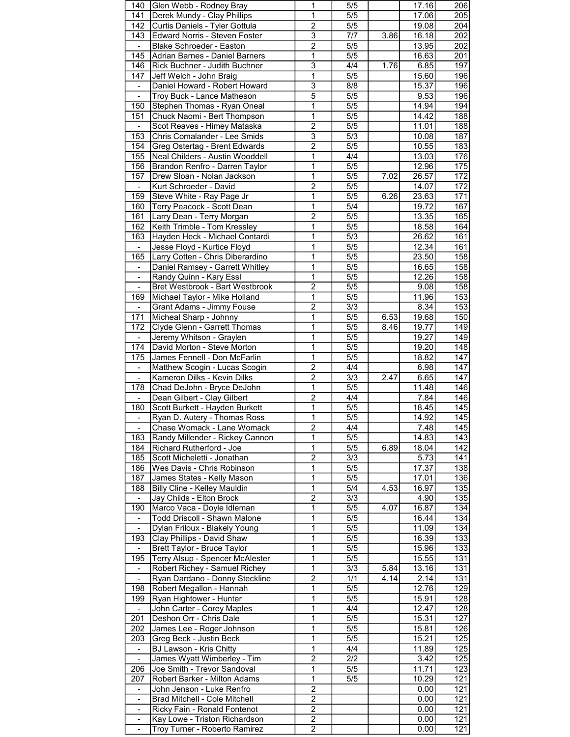| | | | | | | |
|---|---|---|---|---|---|---|
| 140 | Glen Webb - Rodney Bray | 1 | 5/5 | | 17.16 | 206 |
| 141 | Derek Mundy - Clay Phillips | 1 | 5/5 | | 17.06 | 205 |
| 142 | Curtis Daniels - Tyler Gottula | 2 | 5/5 | | 19.08 | 204 |
| 143 | Edward Norris - Steven Foster | 3 | 7/7 | 3.86 | 16.18 | 202 |
| - | Blake Schroeder - Easton | 2 | 5/5 | | 13.95 | 202 |
| 145 | Adrian Barnes - Daniel Barners | 1 | 5/5 | | 16.63 | 201 |
| 146 | Rick Buchner - Judith Buchner | 3 | 4/4 | 1.76 | 6.85 | 197 |
| 147 | Jeff Welch - John Braig | 1 | 5/5 | | 15.60 | 196 |
| - | Daniel Howard - Robert Howard | 3 | 8/8 | | 15.37 | 196 |
| - | Troy Buck - Lance Matheson | 5 | 5/5 | | 9.53 | 196 |
| 150 | Stephen Thomas - Ryan Oneal | 1 | 5/5 | | 14.94 | 194 |
| 151 | Chuck Naomi - Bert Thompson | 1 | 5/5 | | 14.42 | 188 |
| - | Scot Reaves - Himey Mataska | 2 | 5/5 | | 11.01 | 188 |
| 153 | Chris Comalander - Lee Smids | 3 | 5/3 | | 10.08 | 187 |
| 154 | Greg Ostertag - Brent Edwards | 2 | 5/5 | | 10.55 | 183 |
| 155 | Neal Childers - Austin Wooddell | 1 | 4/4 | | 13.03 | 176 |
| 156 | Brandon Renfro - Darren Taylor | 1 | 5/5 | | 12.96 | 175 |
| 157 | Drew Sloan - Nolan Jackson | 1 | 5/5 | 7.02 | 26.57 | 172 |
| - | Kurt Schroeder - David | 2 | 5/5 | | 14.07 | 172 |
| 159 | Steve White - Ray Page Jr | 1 | 5/5 | 6.26 | 23.63 | 171 |
| 160 | Terry Peacock - Scott Dean | 1 | 5/4 | | 19.72 | 167 |
| 161 | Larry Dean - Terry Morgan | 2 | 5/5 | | 13.35 | 165 |
| 162 | Keith Trimble - Tom Kressley | 1 | 5/5 | | 18.58 | 164 |
| 163 | Hayden Heck - Michael Contardi | 1 | 5/3 | | 26.62 | 161 |
| - | Jesse Floyd - Kurtice Floyd | 1 | 5/5 | | 12.34 | 161 |
| 165 | Larry Cotten - Chris Diberardino | 1 | 5/5 | | 23.50 | 158 |
| - | Daniel Ramsey - Garrett Whitley | 1 | 5/5 | | 16.65 | 158 |
| - | Randy Quinn - Kary Essl | 1 | 5/5 | | 12.26 | 158 |
| - | Bret Westbrook - Bart Westbrook | 2 | 5/5 | | 9.08 | 158 |
| 169 | Michael Taylor - Mike Holland | 1 | 5/5 | | 11.96 | 153 |
| - | Grant Adams - Jimmy Fouse | 2 | 3/3 | | 8.34 | 153 |
| 171 | Micheal Sharp - Johnny | 1 | 5/5 | 6.53 | 19.68 | 150 |
| 172 | Clyde Glenn - Garrett Thomas | 1 | 5/5 | 8.46 | 19.77 | 149 |
| - | Jeremy Whitson - Graylen | 1 | 5/5 | | 19.27 | 149 |
| 174 | David Morton - Steve Morton | 1 | 5/5 | | 19.20 | 148 |
| 175 | James Fennell - Don McFarlin | 1 | 5/5 | | 18.82 | 147 |
| - | Matthew Scogin - Lucas Scogin | 2 | 4/4 | | 6.98 | 147 |
| - | Kameron Dilks - Kevin Dilks | 2 | 3/3 | 2.47 | 6.65 | 147 |
| 178 | Chad DeJohn - Bryce DeJohn | 1 | 5/5 | | 11.48 | 146 |
| - | Dean Gilbert - Clay Gilbert | 2 | 4/4 | | 7.84 | 146 |
| 180 | Scott Burkett - Hayden Burkett | 1 | 5/5 | | 18.45 | 145 |
| - | Ryan D. Autery - Thomas Ross | 1 | 5/5 | | 14.92 | 145 |
| - | Chase Womack - Lane Womack | 2 | 4/4 | | 7.48 | 145 |
| 183 | Randy Millender - Rickey Cannon | 1 | 5/5 | | 14.83 | 143 |
| 184 | Richard Rutherford - Joe | 1 | 5/5 | 6.89 | 18.04 | 142 |
| 185 | Scott Micheletti - Jonathan | 2 | 3/3 | | 5.73 | 141 |
| 186 | Wes Davis - Chris Robinson | 1 | 5/5 | | 17.37 | 138 |
| 187 | James States - Kelly Mason | 1 | 5/5 | | 17.01 | 136 |
| 188 | Billy Cline - Kelley Mauldin | 1 | 5/4 | 4.53 | 16.97 | 135 |
| - | Jay Childs - Elton Brock | 2 | 3/3 | | 4.90 | 135 |
| 190 | Marco Vaca - Doyle Idleman | 1 | 5/5 | 4.07 | 16.87 | 134 |
| - | Todd Driscoll - Shawn Malone | 1 | 5/5 | | 16.44 | 134 |
| - | Dylan Friloux - Blakely Young | 1 | 5/5 | | 11.09 | 134 |
| 193 | Clay Phillips - David Shaw | 1 | 5/5 | | 16.39 | 133 |
| - | Brett Taylor - Bruce Taylor | 1 | 5/5 | | 15.96 | 133 |
| 195 | Terry Alsup - Spencer McAlester | 1 | 5/5 | | 15.55 | 131 |
| - | Robert Richey - Samuel Richey | 1 | 3/3 | 5.84 | 13.16 | 131 |
| - | Ryan Dardano - Donny Steckline | 2 | 1/1 | 4.14 | 2.14 | 131 |
| 198 | Robert Megallon - Hannah | 1 | 5/5 | | 12.76 | 129 |
| 199 | Ryan Hightower - Hunter | 1 | 5/5 | | 15.91 | 128 |
| - | John Carter - Corey Maples | 1 | 4/4 | | 12.47 | 128 |
| 201 | Deshon Orr - Chris Dale | 1 | 5/5 | | 15.31 | 127 |
| 202 | James Lee - Roger Johnson | 1 | 5/5 | | 15.81 | 126 |
| 203 | Greg Beck - Justin Beck | 1 | 5/5 | | 15.21 | 125 |
| - | BJ Lawson - Kris Chitty | 1 | 4/4 | | 11.89 | 125 |
| - | James Wyatt Wimberley - Tim | 2 | 2/2 | | 3.42 | 125 |
| 206 | Joe Smith - Trevor Sandoval | 1 | 5/5 | | 11.71 | 123 |
| 207 | Robert Barker - Milton Adams | 1 | 5/5 | | 10.29 | 121 |
| - | John Jenson - Luke Renfro | 2 | | | 0.00 | 121 |
| - | Brad Mitchell - Cole Mitchell | 2 | | | 0.00 | 121 |
| - | Ricky Fain - Ronald Fontenot | 2 | | | 0.00 | 121 |
| - | Kay Lowe - Triston Richardson | 2 | | | 0.00 | 121 |
| - | Troy Turner - Roberto Ramirez | 2 | | | 0.00 | 121 |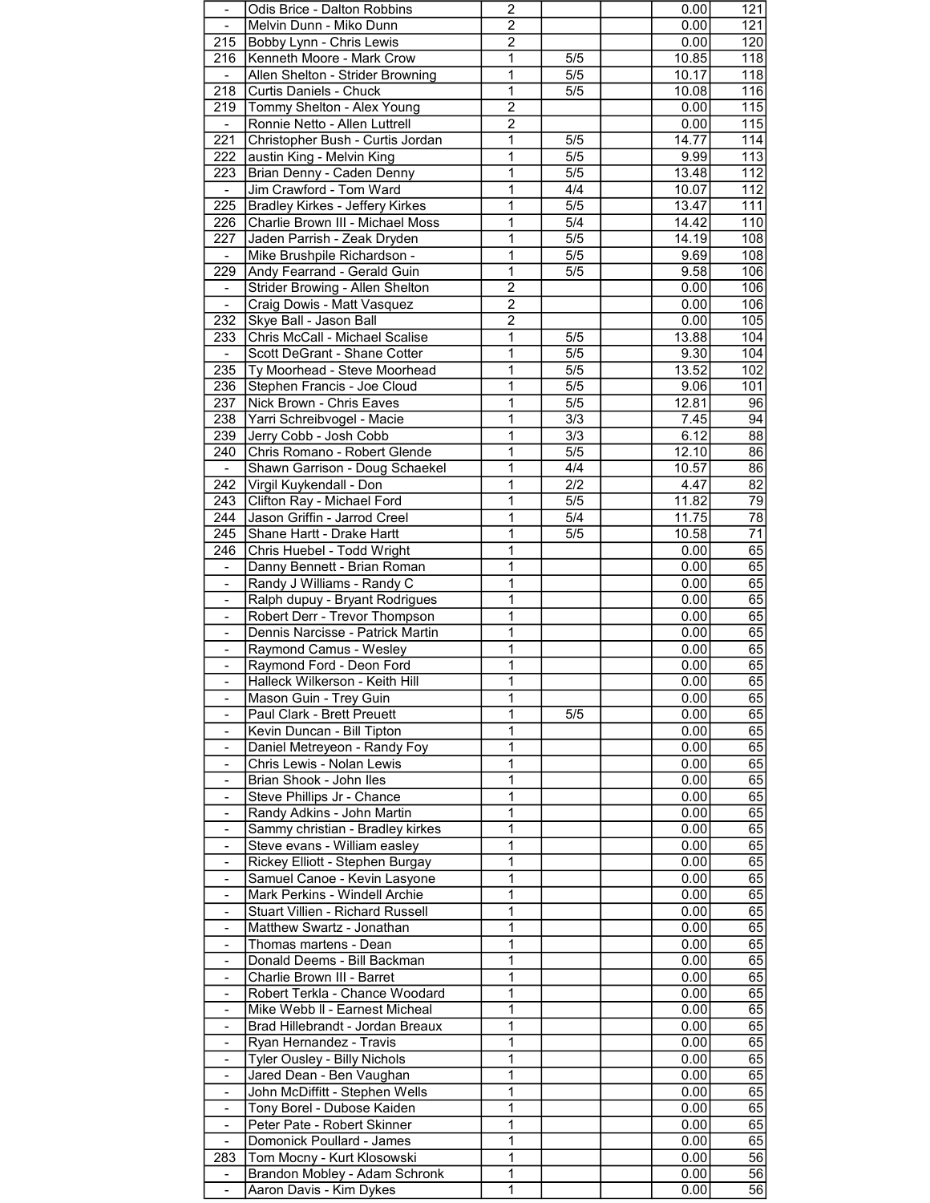| | | | | | | |
|---|---|---|---|---|---|---|
| - | Odis Brice - Dalton Robbins | 2 | | | 0.00 | 121 |
| - | Melvin Dunn - Miko Dunn | 2 | | | 0.00 | 121 |
| 215 | Bobby Lynn - Chris Lewis | 2 | | | 0.00 | 120 |
| 216 | Kenneth Moore - Mark Crow | 1 | 5/5 | | 10.85 | 118 |
| - | Allen Shelton - Strider Browning | 1 | 5/5 | | 10.17 | 118 |
| 218 | Curtis Daniels - Chuck | 1 | 5/5 | | 10.08 | 116 |
| 219 | Tommy Shelton - Alex Young | 2 | | | 0.00 | 115 |
| - | Ronnie Netto - Allen Luttrell | 2 | | | 0.00 | 115 |
| 221 | Christopher Bush - Curtis Jordan | 1 | 5/5 | | 14.77 | 114 |
| 222 | austin King - Melvin King | 1 | 5/5 | | 9.99 | 113 |
| 223 | Brian Denny - Caden Denny | 1 | 5/5 | | 13.48 | 112 |
| - | Jim Crawford - Tom Ward | 1 | 4/4 | | 10.07 | 112 |
| 225 | Bradley Kirkes - Jeffery Kirkes | 1 | 5/5 | | 13.47 | 111 |
| 226 | Charlie Brown III - Michael Moss | 1 | 5/4 | | 14.42 | 110 |
| 227 | Jaden Parrish - Zeak Dryden | 1 | 5/5 | | 14.19 | 108 |
| - | Mike Brushpile Richardson - | 1 | 5/5 | | 9.69 | 108 |
| 229 | Andy Fearrand - Gerald Guin | 1 | 5/5 | | 9.58 | 106 |
| - | Strider Browing - Allen Shelton | 2 | | | 0.00 | 106 |
| - | Craig Dowis - Matt Vasquez | 2 | | | 0.00 | 106 |
| 232 | Skye Ball - Jason Ball | 2 | | | 0.00 | 105 |
| 233 | Chris McCall - Michael Scalise | 1 | 5/5 | | 13.88 | 104 |
| - | Scott DeGrant - Shane Cotter | 1 | 5/5 | | 9.30 | 104 |
| 235 | Ty Moorhead - Steve Moorhead | 1 | 5/5 | | 13.52 | 102 |
| 236 | Stephen Francis - Joe Cloud | 1 | 5/5 | | 9.06 | 101 |
| 237 | Nick Brown - Chris Eaves | 1 | 5/5 | | 12.81 | 96 |
| 238 | Yarri Schreibvogel - Macie | 1 | 3/3 | | 7.45 | 94 |
| 239 | Jerry Cobb - Josh Cobb | 1 | 3/3 | | 6.12 | 88 |
| 240 | Chris Romano - Robert Glende | 1 | 5/5 | | 12.10 | 86 |
| - | Shawn Garrison - Doug Schaekel | 1 | 4/4 | | 10.57 | 86 |
| 242 | Virgil Kuykendall - Don | 1 | 2/2 | | 4.47 | 82 |
| 243 | Clifton Ray - Michael Ford | 1 | 5/5 | | 11.82 | 79 |
| 244 | Jason Griffin - Jarrod Creel | 1 | 5/4 | | 11.75 | 78 |
| 245 | Shane Hartt - Drake Hartt | 1 | 5/5 | | 10.58 | 71 |
| 246 | Chris Huebel - Todd Wright | 1 | | | 0.00 | 65 |
| - | Danny Bennett - Brian Roman | 1 | | | 0.00 | 65 |
| - | Randy J Williams - Randy C | 1 | | | 0.00 | 65 |
| - | Ralph dupuy - Bryant Rodrigues | 1 | | | 0.00 | 65 |
| - | Robert Derr - Trevor Thompson | 1 | | | 0.00 | 65 |
| - | Dennis Narcisse - Patrick Martin | 1 | | | 0.00 | 65 |
| - | Raymond Camus - Wesley | 1 | | | 0.00 | 65 |
| - | Raymond Ford - Deon Ford | 1 | | | 0.00 | 65 |
| - | Halleck Wilkerson - Keith Hill | 1 | | | 0.00 | 65 |
| - | Mason Guin - Trey Guin | 1 | | | 0.00 | 65 |
| - | Paul Clark - Brett Preuett | 1 | 5/5 | | 0.00 | 65 |
| - | Kevin Duncan - Bill Tipton | 1 | | | 0.00 | 65 |
| - | Daniel Metreyeon - Randy Foy | 1 | | | 0.00 | 65 |
| - | Chris Lewis - Nolan Lewis | 1 | | | 0.00 | 65 |
| - | Brian Shook - John Iles | 1 | | | 0.00 | 65 |
| - | Steve Phillips Jr - Chance | 1 | | | 0.00 | 65 |
| - | Randy Adkins - John Martin | 1 | | | 0.00 | 65 |
| - | Sammy christian - Bradley kirkes | 1 | | | 0.00 | 65 |
| - | Steve evans - William easley | 1 | | | 0.00 | 65 |
| - | Rickey Elliott - Stephen Burgay | 1 | | | 0.00 | 65 |
| - | Samuel Canoe - Kevin Lasyone | 1 | | | 0.00 | 65 |
| - | Mark Perkins - Windell Archie | 1 | | | 0.00 | 65 |
| - | Stuart Villien - Richard Russell | 1 | | | 0.00 | 65 |
| - | Matthew Swartz - Jonathan | 1 | | | 0.00 | 65 |
| - | Thomas martens - Dean | 1 | | | 0.00 | 65 |
| - | Donald Deems - Bill Backman | 1 | | | 0.00 | 65 |
| - | Charlie Brown III - Barret | 1 | | | 0.00 | 65 |
| - | Robert Terkla - Chance Woodard | 1 | | | 0.00 | 65 |
| - | Mike Webb II - Earnest Micheal | 1 | | | 0.00 | 65 |
| - | Brad Hillebrandt - Jordan Breaux | 1 | | | 0.00 | 65 |
| - | Ryan Hernandez - Travis | 1 | | | 0.00 | 65 |
| - | Tyler Ousley - Billy Nichols | 1 | | | 0.00 | 65 |
| - | Jared Dean - Ben Vaughan | 1 | | | 0.00 | 65 |
| - | John McDiffitt - Stephen Wells | 1 | | | 0.00 | 65 |
| - | Tony Borel - Dubose Kaiden | 1 | | | 0.00 | 65 |
| - | Peter Pate - Robert Skinner | 1 | | | 0.00 | 65 |
| - | Domonick Poullard - James | 1 | | | 0.00 | 65 |
| 283 | Tom Mocny - Kurt Klosowski | 1 | | | 0.00 | 56 |
| - | Brandon Mobley - Adam Schronk | 1 | | | 0.00 | 56 |
| - | Aaron Davis - Kim Dykes | 1 | | | 0.00 | 56 |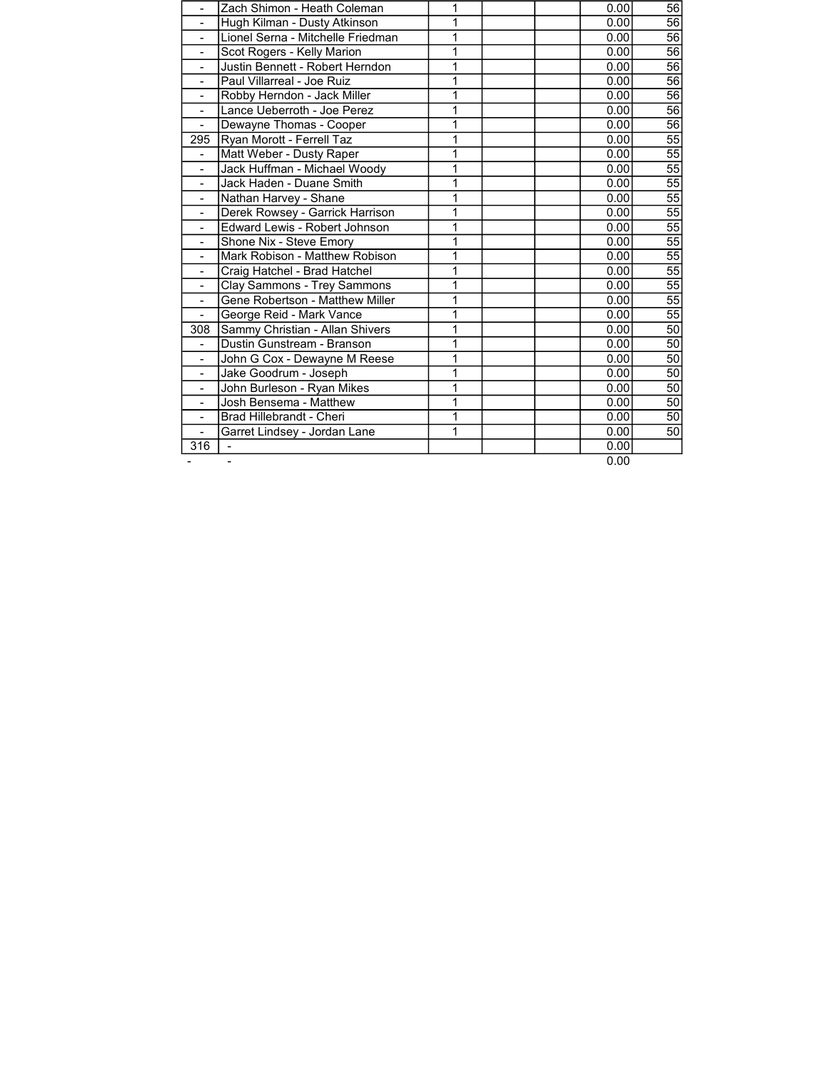| | | | | | | |
|---|---|---|---|---|---|---|
| - | Zach Shimon - Heath Coleman | 1 | | | 0.00 | 56 |
| - | Hugh Kilman - Dusty Atkinson | 1 | | | 0.00 | 56 |
| - | Lionel Serna - Mitchelle Friedman | 1 | | | 0.00 | 56 |
| - | Scot Rogers - Kelly Marion | 1 | | | 0.00 | 56 |
| - | Justin Bennett - Robert Herndon | 1 | | | 0.00 | 56 |
| - | Paul Villarreal - Joe Ruiz | 1 | | | 0.00 | 56 |
| - | Robby Herndon - Jack Miller | 1 | | | 0.00 | 56 |
| - | Lance Ueberroth - Joe Perez | 1 | | | 0.00 | 56 |
| - | Dewayne Thomas - Cooper | 1 | | | 0.00 | 56 |
| 295 | Ryan Morott - Ferrell Taz | 1 | | | 0.00 | 55 |
| - | Matt Weber - Dusty Raper | 1 | | | 0.00 | 55 |
| - | Jack Huffman - Michael Woody | 1 | | | 0.00 | 55 |
| - | Jack Haden - Duane Smith | 1 | | | 0.00 | 55 |
| - | Nathan Harvey - Shane | 1 | | | 0.00 | 55 |
| - | Derek Rowsey - Garrick Harrison | 1 | | | 0.00 | 55 |
| - | Edward Lewis - Robert Johnson | 1 | | | 0.00 | 55 |
| - | Shone Nix - Steve Emory | 1 | | | 0.00 | 55 |
| - | Mark Robison - Matthew Robison | 1 | | | 0.00 | 55 |
| - | Craig Hatchel - Brad Hatchel | 1 | | | 0.00 | 55 |
| - | Clay Sammons - Trey Sammons | 1 | | | 0.00 | 55 |
| - | Gene Robertson - Matthew Miller | 1 | | | 0.00 | 55 |
| - | George Reid - Mark Vance | 1 | | | 0.00 | 55 |
| 308 | Sammy Christian - Allan Shivers | 1 | | | 0.00 | 50 |
| - | Dustin Gunstream - Branson | 1 | | | 0.00 | 50 |
| - | John G Cox - Dewayne M Reese | 1 | | | 0.00 | 50 |
| - | Jake Goodrum - Joseph | 1 | | | 0.00 | 50 |
| - | John Burleson - Ryan Mikes | 1 | | | 0.00 | 50 |
| - | Josh Bensema - Matthew | 1 | | | 0.00 | 50 |
| - | Brad Hillebrandt - Cheri | 1 | | | 0.00 | 50 |
| - | Garret Lindsey - Jordan Lane | 1 | | | 0.00 | 50 |
| 316 | - | | | | 0.00 | |
| - | - | | | | 0.00 | |